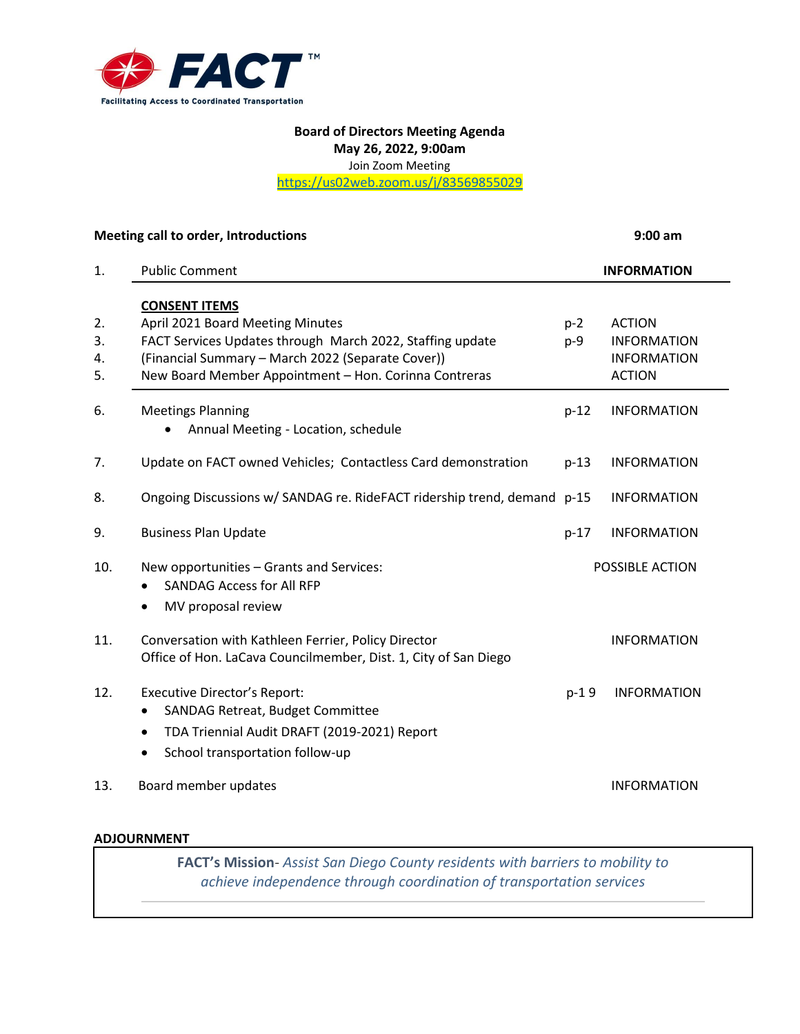**FACT**™

Facilitating Access to Coordinated Transportation

**Board of Directors Meeting Agenda**
**May 26, 2022, 9:00am**
Join Zoom Meeting
https://us02web.zoom.us/j/83569855029

**Meeting call to order, Introductions** **9:00 am**

| # | Item | Page | Type |
|---|---|---|---|
| 1. | Public Comment | | **INFORMATION** |
| | **CONSENT ITEMS** | | |
| 2. | April 2021 Board Meeting Minutes | p-2 | ACTION |
| 3. | FACT Services Updates through March 2022, Staffing update | p-9 | INFORMATION |
| 4. | (Financial Summary – March 2022 (Separate Cover)) | | INFORMATION |
| 5. | New Board Member Appointment – Hon. Corinna Contreras | | ACTION |
| 6. | Meetings Planning<br>• Annual Meeting - Location, schedule | p-12 | INFORMATION |
| 7. | Update on FACT owned Vehicles; Contactless Card demonstration | p-13 | INFORMATION |
| 8. | Ongoing Discussions w/ SANDAG re. RideFACT ridership trend, demand | p-15 | INFORMATION |
| 9. | Business Plan Update | p-17 | INFORMATION |
| 10. | New opportunities – Grants and Services:<br>• SANDAG Access for All RFP<br>• MV proposal review | | POSSIBLE ACTION |
| 11. | Conversation with Kathleen Ferrier, Policy Director<br>Office of Hon. LaCava Councilmember, Dist. 1, City of San Diego | | INFORMATION |
| 12. | Executive Director's Report:<br>• SANDAG Retreat, Budget Committee<br>• TDA Triennial Audit DRAFT (2019-2021) Report<br>• School transportation follow-up | p-1 9 | INFORMATION |
| 13. | Board member updates | | INFORMATION |

**ADJOURNMENT**

**FACT's Mission**- *Assist San Diego County residents with barriers to mobility to achieve independence through coordination of transportation services*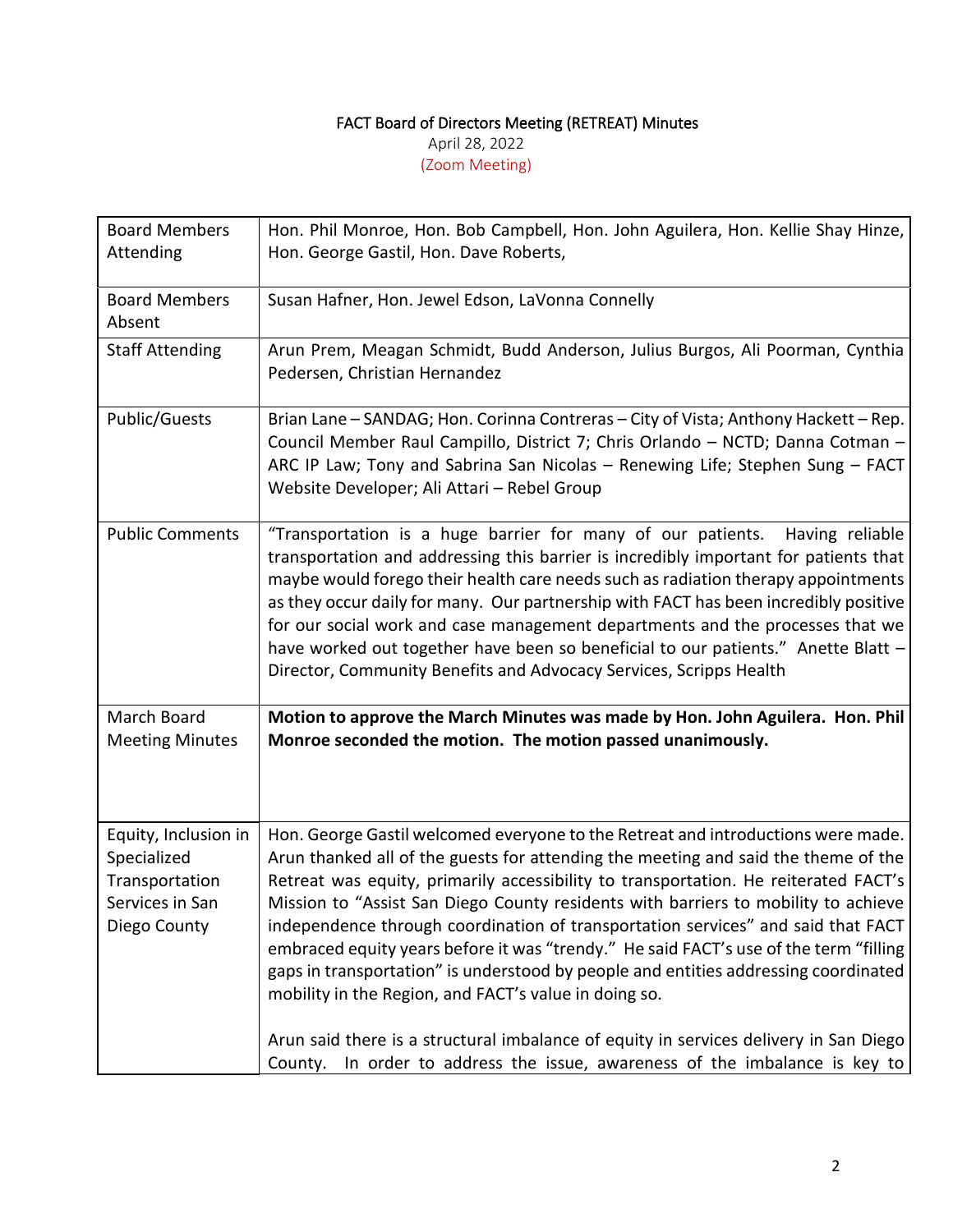# FACT Board of Directors Meeting (RETREAT) Minutes

April 28, 2022

(Zoom Meeting)

| | |
|---|---|
| Board Members Attending | Hon. Phil Monroe, Hon. Bob Campbell, Hon. John Aguilera, Hon. Kellie Shay Hinze, Hon. George Gastil, Hon. Dave Roberts, |
| Board Members Absent | Susan Hafner, Hon. Jewel Edson, LaVonna Connelly |
| Staff Attending | Arun Prem, Meagan Schmidt, Budd Anderson, Julius Burgos, Ali Poorman, Cynthia Pedersen, Christian Hernandez |
| Public/Guests | Brian Lane – SANDAG; Hon. Corinna Contreras – City of Vista; Anthony Hackett – Rep. Council Member Raul Campillo, District 7; Chris Orlando – NCTD; Danna Cotman – ARC IP Law; Tony and Sabrina San Nicolas – Renewing Life; Stephen Sung – FACT Website Developer; Ali Attari – Rebel Group |
| Public Comments | "Transportation is a huge barrier for many of our patients. Having reliable transportation and addressing this barrier is incredibly important for patients that maybe would forego their health care needs such as radiation therapy appointments as they occur daily for many. Our partnership with FACT has been incredibly positive for our social work and case management departments and the processes that we have worked out together have been so beneficial to our patients." Anette Blatt – Director, Community Benefits and Advocacy Services, Scripps Health |
| March Board Meeting Minutes | **Motion to approve the March Minutes was made by Hon. John Aguilera. Hon. Phil Monroe seconded the motion. The motion passed unanimously.** |
| Equity, Inclusion in Specialized Transportation Services in San Diego County | Hon. George Gastil welcomed everyone to the Retreat and introductions were made. Arun thanked all of the guests for attending the meeting and said the theme of the Retreat was equity, primarily accessibility to transportation. He reiterated FACT's Mission to "Assist San Diego County residents with barriers to mobility to achieve independence through coordination of transportation services" and said that FACT embraced equity years before it was "trendy." He said FACT's use of the term "filling gaps in transportation" is understood by people and entities addressing coordinated mobility in the Region, and FACT's value in doing so.<br><br>Arun said there is a structural imbalance of equity in services delivery in San Diego County. In order to address the issue, awareness of the imbalance is key to |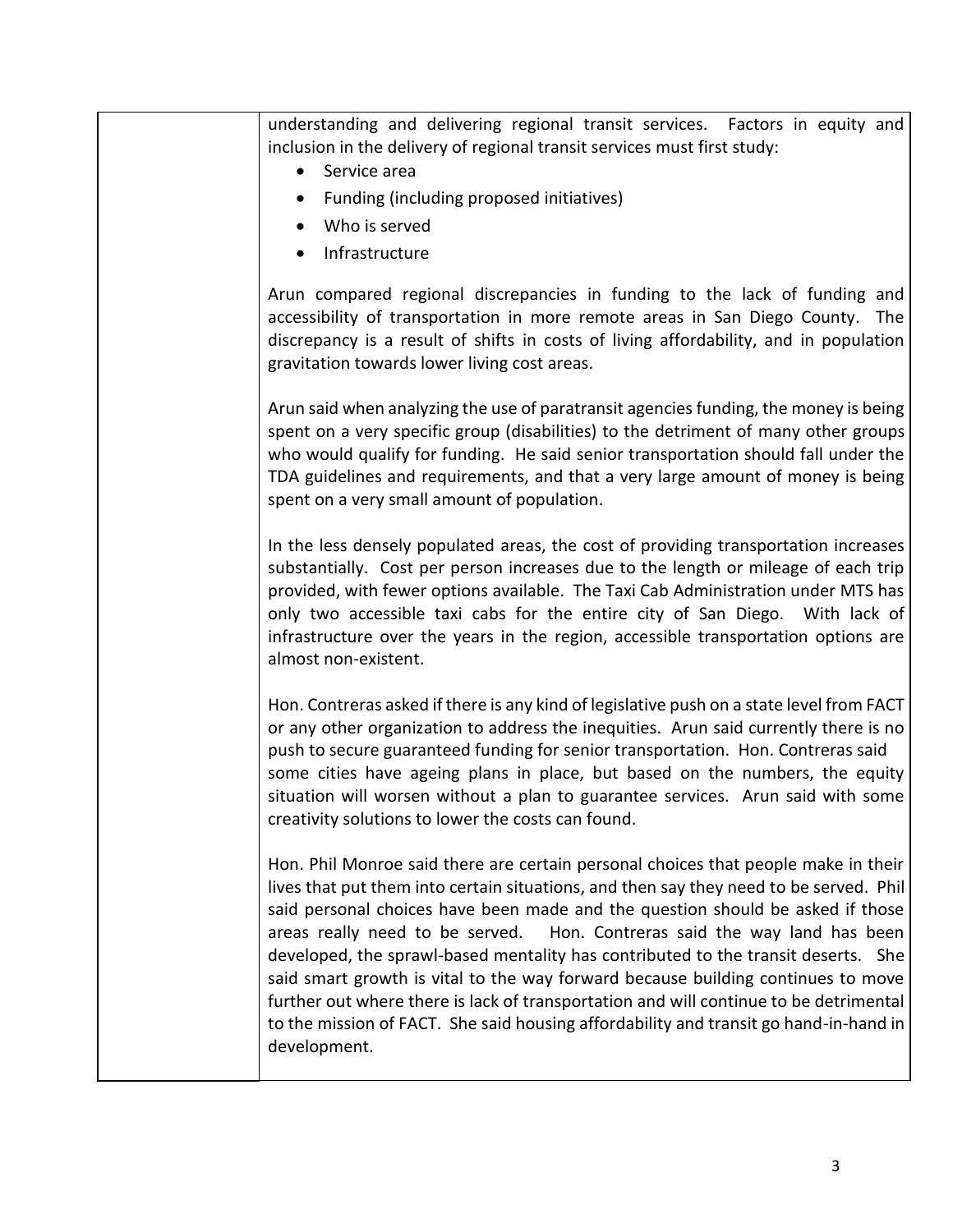understanding and delivering regional transit services. Factors in equity and inclusion in the delivery of regional transit services must first study:

- Service area
- Funding (including proposed initiatives)
- Who is served
- Infrastructure

Arun compared regional discrepancies in funding to the lack of funding and accessibility of transportation in more remote areas in San Diego County. The discrepancy is a result of shifts in costs of living affordability, and in population gravitation towards lower living cost areas.

Arun said when analyzing the use of paratransit agencies funding, the money is being spent on a very specific group (disabilities) to the detriment of many other groups who would qualify for funding. He said senior transportation should fall under the TDA guidelines and requirements, and that a very large amount of money is being spent on a very small amount of population.

In the less densely populated areas, the cost of providing transportation increases substantially. Cost per person increases due to the length or mileage of each trip provided, with fewer options available. The Taxi Cab Administration under MTS has only two accessible taxi cabs for the entire city of San Diego. With lack of infrastructure over the years in the region, accessible transportation options are almost non-existent.

Hon. Contreras asked if there is any kind of legislative push on a state level from FACT or any other organization to address the inequities. Arun said currently there is no push to secure guaranteed funding for senior transportation. Hon. Contreras said some cities have ageing plans in place, but based on the numbers, the equity situation will worsen without a plan to guarantee services. Arun said with some creativity solutions to lower the costs can found.

Hon. Phil Monroe said there are certain personal choices that people make in their lives that put them into certain situations, and then say they need to be served. Phil said personal choices have been made and the question should be asked if those areas really need to be served. Hon. Contreras said the way land has been developed, the sprawl-based mentality has contributed to the transit deserts. She said smart growth is vital to the way forward because building continues to move further out where there is lack of transportation and will continue to be detrimental to the mission of FACT. She said housing affordability and transit go hand-in-hand in development.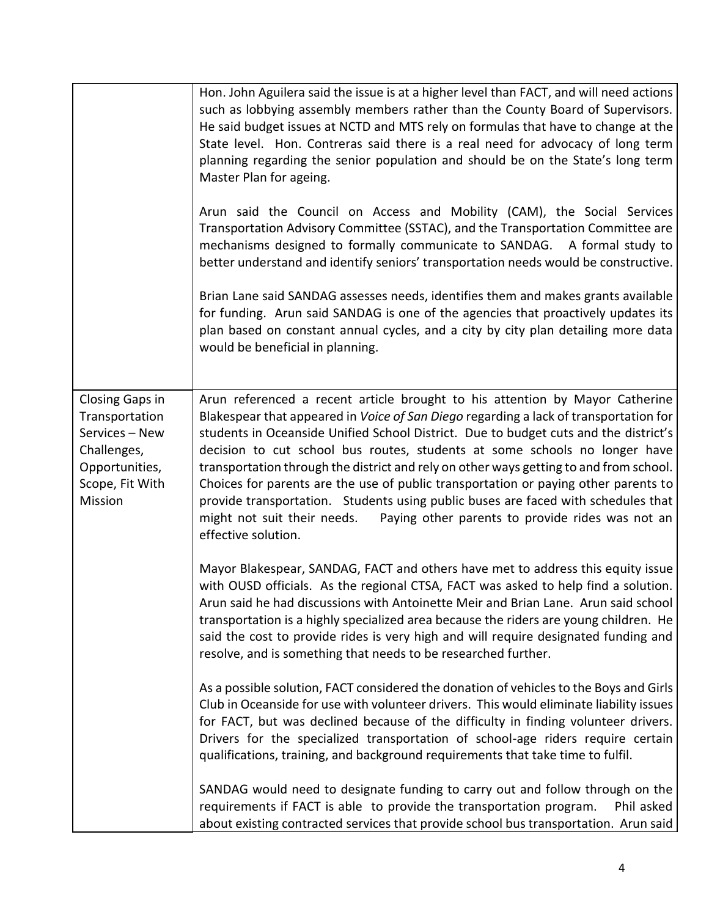| | |
|---|---|
| | Hon. John Aguilera said the issue is at a higher level than FACT, and will need actions such as lobbying assembly members rather than the County Board of Supervisors. He said budget issues at NCTD and MTS rely on formulas that have to change at the State level. Hon. Contreras said there is a real need for advocacy of long term planning regarding the senior population and should be on the State's long term Master Plan for ageing.<br><br>Arun said the Council on Access and Mobility (CAM), the Social Services Transportation Advisory Committee (SSTAC), and the Transportation Committee are mechanisms designed to formally communicate to SANDAG. A formal study to better understand and identify seniors' transportation needs would be constructive.<br><br>Brian Lane said SANDAG assesses needs, identifies them and makes grants available for funding. Arun said SANDAG is one of the agencies that proactively updates its plan based on constant annual cycles, and a city by city plan detailing more data would be beneficial in planning. |
| Closing Gaps in Transportation Services – New Challenges, Opportunities, Scope, Fit With Mission | Arun referenced a recent article brought to his attention by Mayor Catherine Blakespear that appeared in *Voice of San Diego* regarding a lack of transportation for students in Oceanside Unified School District. Due to budget cuts and the district's decision to cut school bus routes, students at some schools no longer have transportation through the district and rely on other ways getting to and from school. Choices for parents are the use of public transportation or paying other parents to provide transportation. Students using public buses are faced with schedules that might not suit their needs. Paying other parents to provide rides was not an effective solution.<br><br>Mayor Blakespear, SANDAG, FACT and others have met to address this equity issue with OUSD officials. As the regional CTSA, FACT was asked to help find a solution. Arun said he had discussions with Antoinette Meir and Brian Lane. Arun said school transportation is a highly specialized area because the riders are young children. He said the cost to provide rides is very high and will require designated funding and resolve, and is something that needs to be researched further.<br><br>As a possible solution, FACT considered the donation of vehicles to the Boys and Girls Club in Oceanside for use with volunteer drivers. This would eliminate liability issues for FACT, but was declined because of the difficulty in finding volunteer drivers. Drivers for the specialized transportation of school-age riders require certain qualifications, training, and background requirements that take time to fulfil.<br><br>SANDAG would need to designate funding to carry out and follow through on the requirements if FACT is able to provide the transportation program. Phil asked about existing contracted services that provide school bus transportation. Arun said |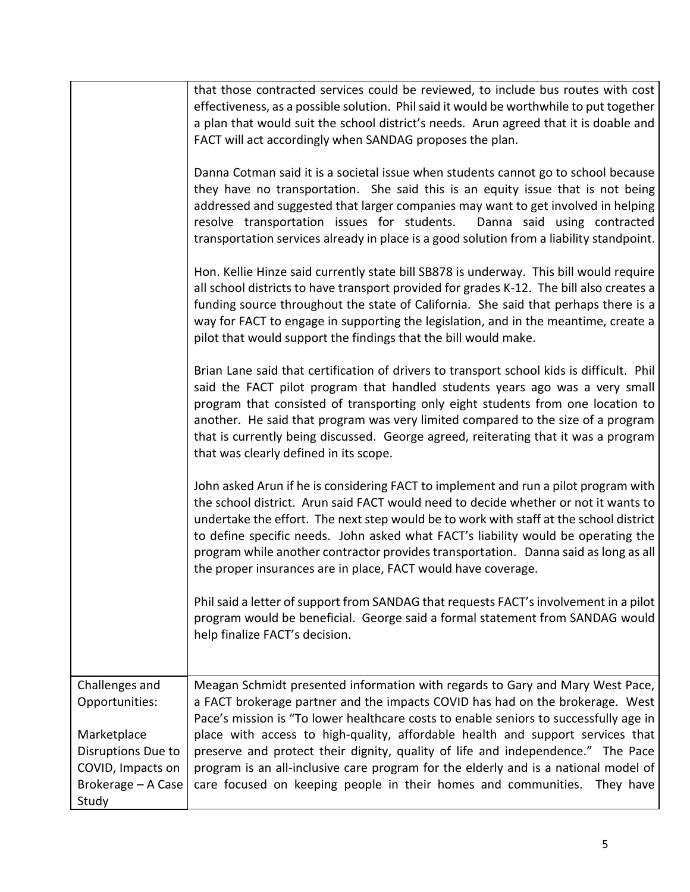| | |
|---|---|
| | that those contracted services could be reviewed, to include bus routes with cost effectiveness, as a possible solution. Phil said it would be worthwhile to put together a plan that would suit the school district's needs. Arun agreed that it is doable and FACT will act accordingly when SANDAG proposes the plan.<br><br>Danna Cotman said it is a societal issue when students cannot go to school because they have no transportation. She said this is an equity issue that is not being addressed and suggested that larger companies may want to get involved in helping resolve transportation issues for students. Danna said using contracted transportation services already in place is a good solution from a liability standpoint.<br><br>Hon. Kellie Hinze said currently state bill SB878 is underway. This bill would require all school districts to have transport provided for grades K-12. The bill also creates a funding source throughout the state of California. She said that perhaps there is a way for FACT to engage in supporting the legislation, and in the meantime, create a pilot that would support the findings that the bill would make.<br><br>Brian Lane said that certification of drivers to transport school kids is difficult. Phil said the FACT pilot program that handled students years ago was a very small program that consisted of transporting only eight students from one location to another. He said that program was very limited compared to the size of a program that is currently being discussed. George agreed, reiterating that it was a program that was clearly defined in its scope.<br><br>John asked Arun if he is considering FACT to implement and run a pilot program with the school district. Arun said FACT would need to decide whether or not it wants to undertake the effort. The next step would be to work with staff at the school district to define specific needs. John asked what FACT's liability would be operating the program while another contractor provides transportation. Danna said as long as all the proper insurances are in place, FACT would have coverage.<br><br>Phil said a letter of support from SANDAG that requests FACT's involvement in a pilot program would be beneficial. George said a formal statement from SANDAG would help finalize FACT's decision. |
| Challenges and Opportunities:<br><br>Marketplace Disruptions Due to COVID, Impacts on Brokerage – A Case Study | Meagan Schmidt presented information with regards to Gary and Mary West Pace, a FACT brokerage partner and the impacts COVID has had on the brokerage. West Pace's mission is "To lower healthcare costs to enable seniors to successfully age in place with access to high-quality, affordable health and support services that preserve and protect their dignity, quality of life and independence." The Pace program is an all-inclusive care program for the elderly and is a national model of care focused on keeping people in their homes and communities. They have |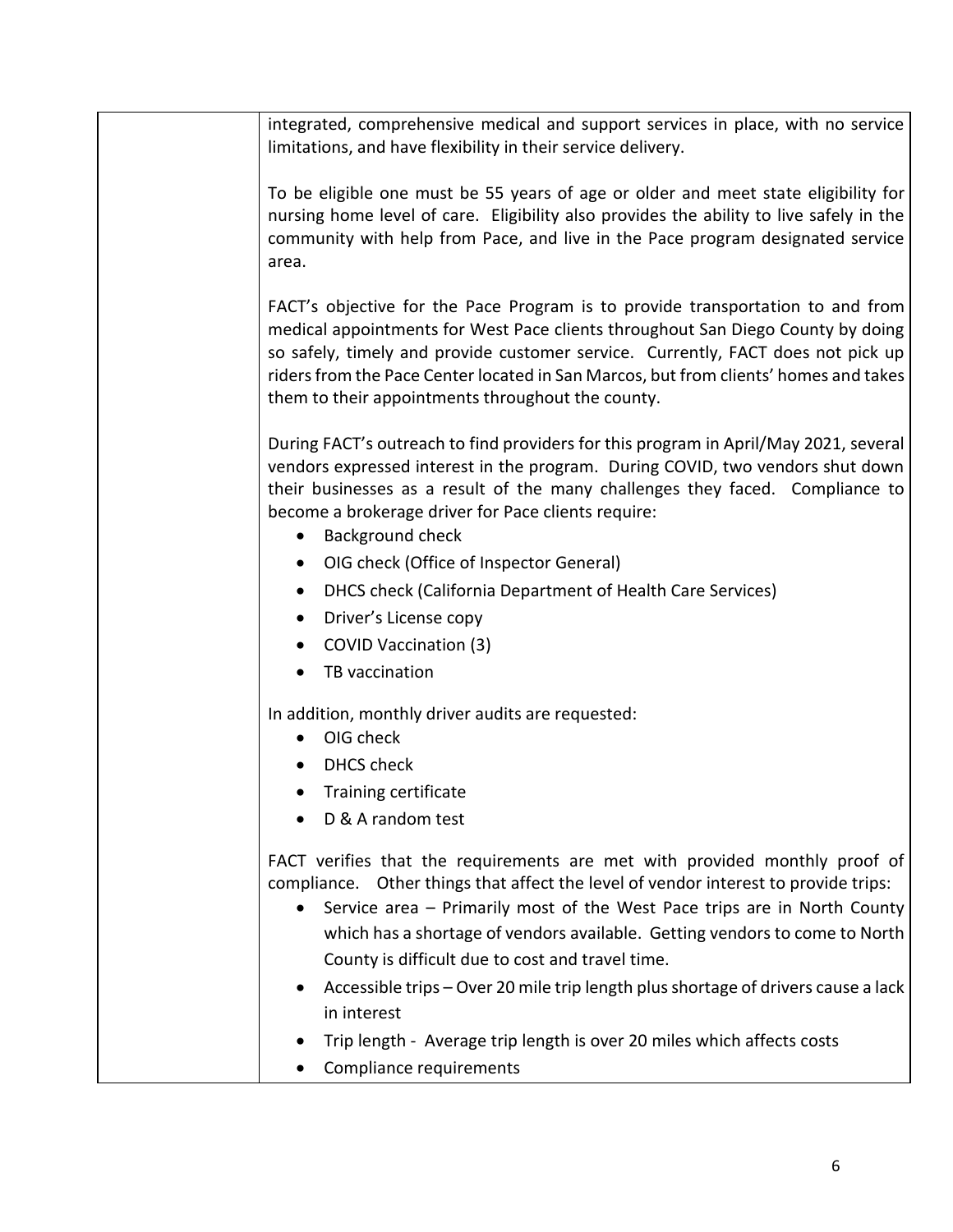| | |
|---|---|
| | integrated, comprehensive medical and support services in place, with no service limitations, and have flexibility in their service delivery.<br><br>To be eligible one must be 55 years of age or older and meet state eligibility for nursing home level of care. Eligibility also provides the ability to live safely in the community with help from Pace, and live in the Pace program designated service area.<br><br>FACT's objective for the Pace Program is to provide transportation to and from medical appointments for West Pace clients throughout San Diego County by doing so safely, timely and provide customer service. Currently, FACT does not pick up riders from the Pace Center located in San Marcos, but from clients' homes and takes them to their appointments throughout the county.<br><br>During FACT's outreach to find providers for this program in April/May 2021, several vendors expressed interest in the program. During COVID, two vendors shut down their businesses as a result of the many challenges they faced. Compliance to become a brokerage driver for Pace clients require:<br>• Background check<br>• OIG check (Office of Inspector General)<br>• DHCS check (California Department of Health Care Services)<br>• Driver's License copy<br>• COVID Vaccination (3)<br>• TB vaccination<br><br>In addition, monthly driver audits are requested:<br>• OIG check<br>• DHCS check<br>• Training certificate<br>• D & A random test<br><br>FACT verifies that the requirements are met with provided monthly proof of compliance. Other things that affect the level of vendor interest to provide trips:<br>• Service area – Primarily most of the West Pace trips are in North County which has a shortage of vendors available. Getting vendors to come to North County is difficult due to cost and travel time.<br>• Accessible trips – Over 20 mile trip length plus shortage of drivers cause a lack in interest<br>• Trip length - Average trip length is over 20 miles which affects costs<br>• Compliance requirements |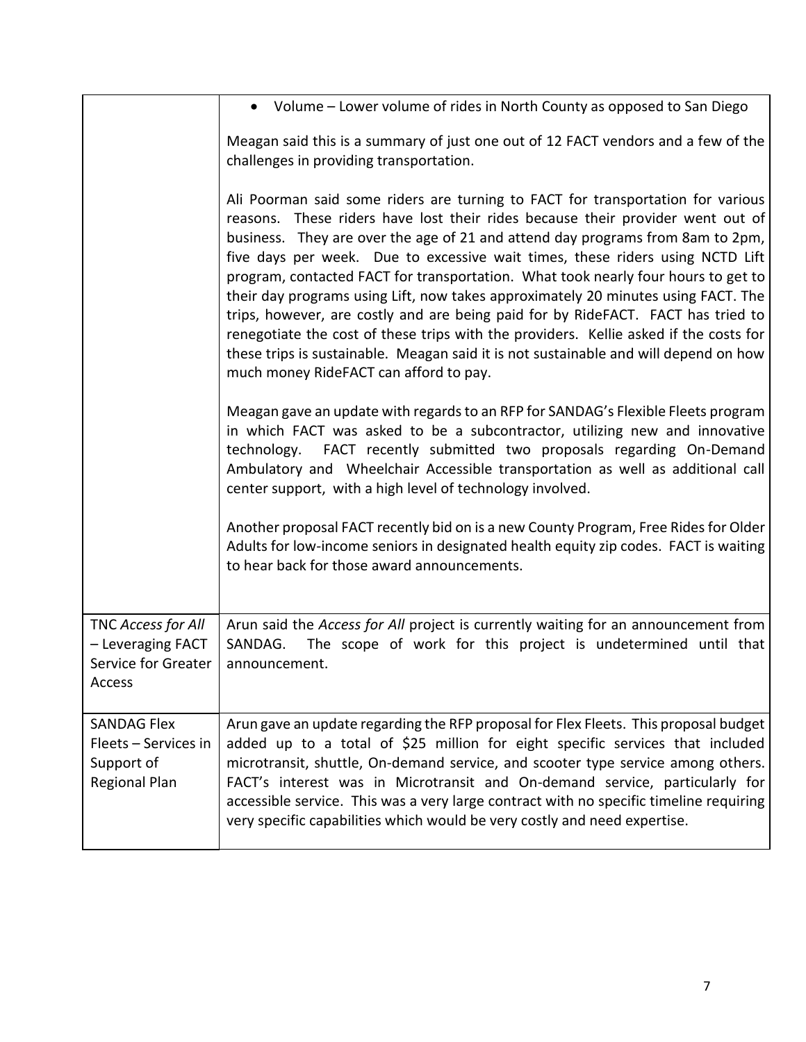| | |
|---|---|
| | • Volume – Lower volume of rides in North County as opposed to San Diego<br><br>Meagan said this is a summary of just one out of 12 FACT vendors and a few of the challenges in providing transportation.<br><br>Ali Poorman said some riders are turning to FACT for transportation for various reasons. These riders have lost their rides because their provider went out of business. They are over the age of 21 and attend day programs from 8am to 2pm, five days per week. Due to excessive wait times, these riders using NCTD Lift program, contacted FACT for transportation. What took nearly four hours to get to their day programs using Lift, now takes approximately 20 minutes using FACT. The trips, however, are costly and are being paid for by RideFACT. FACT has tried to renegotiate the cost of these trips with the providers. Kellie asked if the costs for these trips is sustainable. Meagan said it is not sustainable and will depend on how much money RideFACT can afford to pay.<br><br>Meagan gave an update with regards to an RFP for SANDAG's Flexible Fleets program in which FACT was asked to be a subcontractor, utilizing new and innovative technology. FACT recently submitted two proposals regarding On-Demand Ambulatory and Wheelchair Accessible transportation as well as additional call center support, with a high level of technology involved.<br><br>Another proposal FACT recently bid on is a new County Program, Free Rides for Older Adults for low-income seniors in designated health equity zip codes. FACT is waiting to hear back for those award announcements. |
| TNC *Access for All* – Leveraging FACT Service for Greater Access | Arun said the *Access for All* project is currently waiting for an announcement from SANDAG. The scope of work for this project is undetermined until that announcement. |
| SANDAG Flex Fleets – Services in Support of Regional Plan | Arun gave an update regarding the RFP proposal for Flex Fleets. This proposal budget added up to a total of $25 million for eight specific services that included microtransit, shuttle, On-demand service, and scooter type service among others. FACT's interest was in Microtransit and On-demand service, particularly for accessible service. This was a very large contract with no specific timeline requiring very specific capabilities which would be very costly and need expertise. |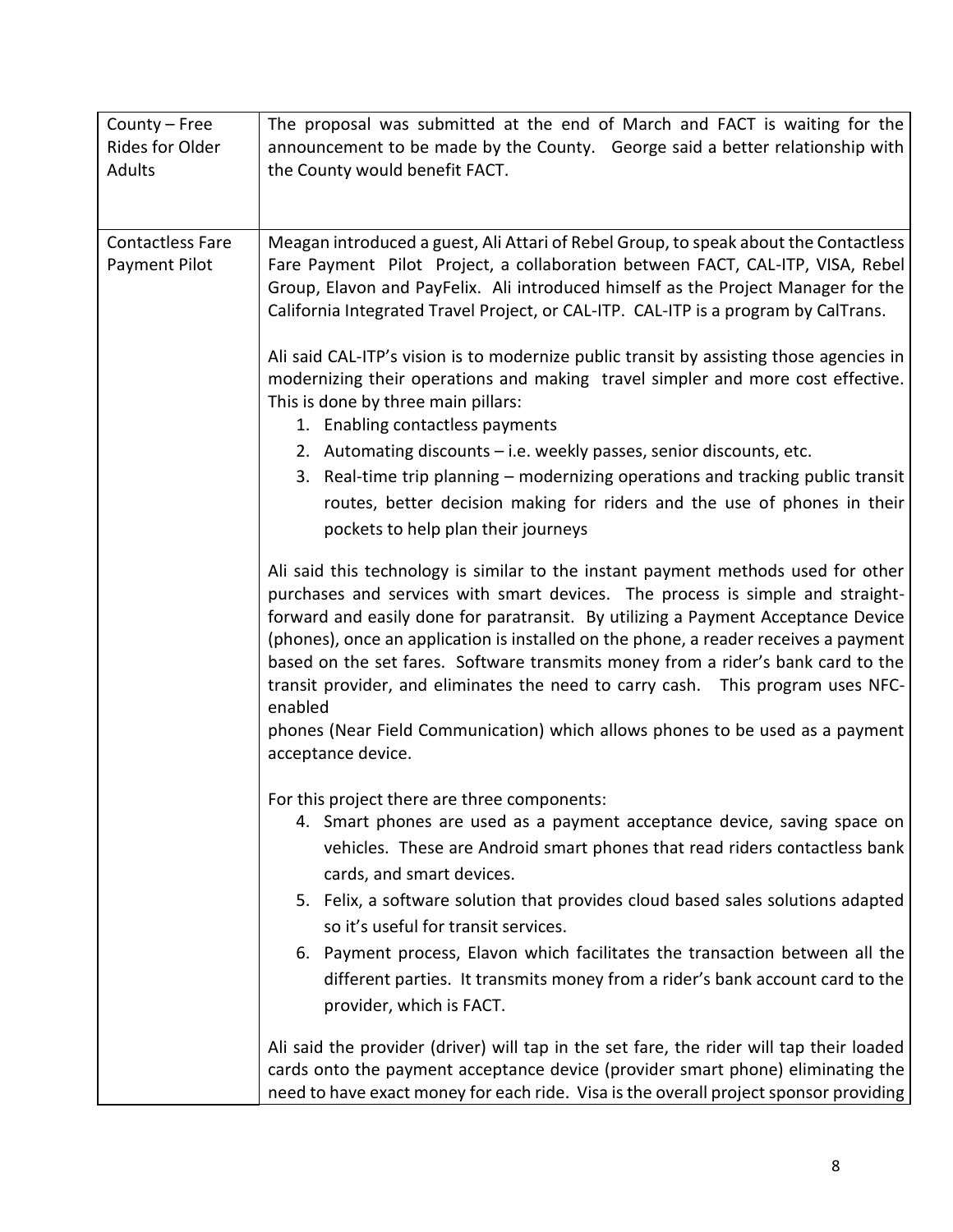| | |
|---|---|
| County – Free Rides for Older Adults | The proposal was submitted at the end of March and FACT is waiting for the announcement to be made by the County. George said a better relationship with the County would benefit FACT. |
| Contactless Fare Payment Pilot | Meagan introduced a guest, Ali Attari of Rebel Group, to speak about the Contactless Fare Payment Pilot Project, a collaboration between FACT, CAL-ITP, VISA, Rebel Group, Elavon and PayFelix. Ali introduced himself as the Project Manager for the California Integrated Travel Project, or CAL-ITP. CAL-ITP is a program by CalTrans.<br><br>Ali said CAL-ITP's vision is to modernize public transit by assisting those agencies in modernizing their operations and making travel simpler and more cost effective. This is done by three main pillars:<br>1. Enabling contactless payments<br>2. Automating discounts – i.e. weekly passes, senior discounts, etc.<br>3. Real-time trip planning – modernizing operations and tracking public transit routes, better decision making for riders and the use of phones in their pockets to help plan their journeys<br><br>Ali said this technology is similar to the instant payment methods used for other purchases and services with smart devices. The process is simple and straight-forward and easily done for paratransit. By utilizing a Payment Acceptance Device (phones), once an application is installed on the phone, a reader receives a payment based on the set fares. Software transmits money from a rider's bank card to the transit provider, and eliminates the need to carry cash. This program uses NFC-enabled phones (Near Field Communication) which allows phones to be used as a payment acceptance device.<br><br>For this project there are three components:<br>4. Smart phones are used as a payment acceptance device, saving space on vehicles. These are Android smart phones that read riders contactless bank cards, and smart devices.<br>5. Felix, a software solution that provides cloud based sales solutions adapted so it's useful for transit services.<br>6. Payment process, Elavon which facilitates the transaction between all the different parties. It transmits money from a rider's bank account card to the provider, which is FACT.<br><br>Ali said the provider (driver) will tap in the set fare, the rider will tap their loaded cards onto the payment acceptance device (provider smart phone) eliminating the need to have exact money for each ride. Visa is the overall project sponsor providing |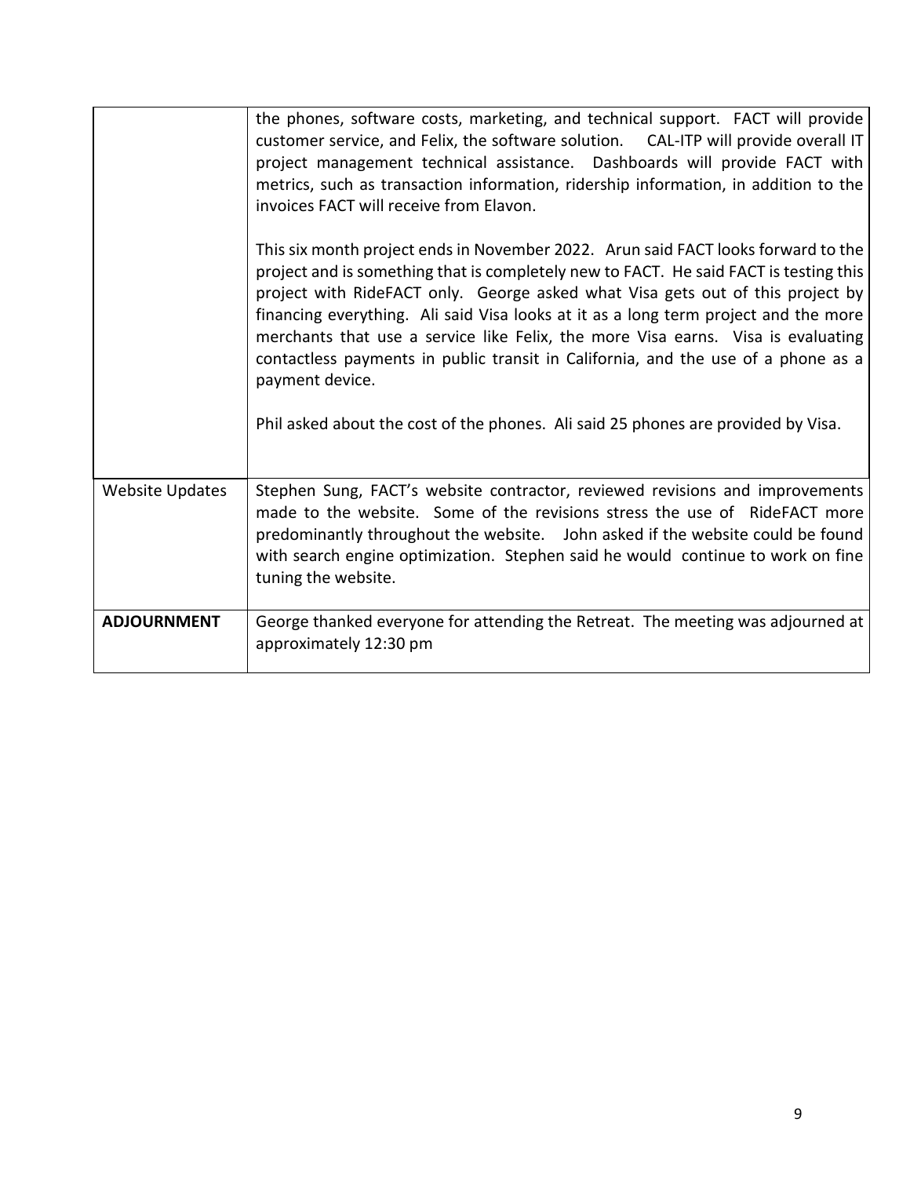| | |
|---|---|
| | the phones, software costs, marketing, and technical support. FACT will provide customer service, and Felix, the software solution. CAL-ITP will provide overall IT project management technical assistance. Dashboards will provide FACT with metrics, such as transaction information, ridership information, in addition to the invoices FACT will receive from Elavon.<br><br>This six month project ends in November 2022. Arun said FACT looks forward to the project and is something that is completely new to FACT. He said FACT is testing this project with RideFACT only. George asked what Visa gets out of this project by financing everything. Ali said Visa looks at it as a long term project and the more merchants that use a service like Felix, the more Visa earns. Visa is evaluating contactless payments in public transit in California, and the use of a phone as a payment device.<br><br>Phil asked about the cost of the phones. Ali said 25 phones are provided by Visa. |
| Website Updates | Stephen Sung, FACT's website contractor, reviewed revisions and improvements made to the website. Some of the revisions stress the use of RideFACT more predominantly throughout the website. John asked if the website could be found with search engine optimization. Stephen said he would continue to work on fine tuning the website. |
| **ADJOURNMENT** | George thanked everyone for attending the Retreat. The meeting was adjourned at approximately 12:30 pm |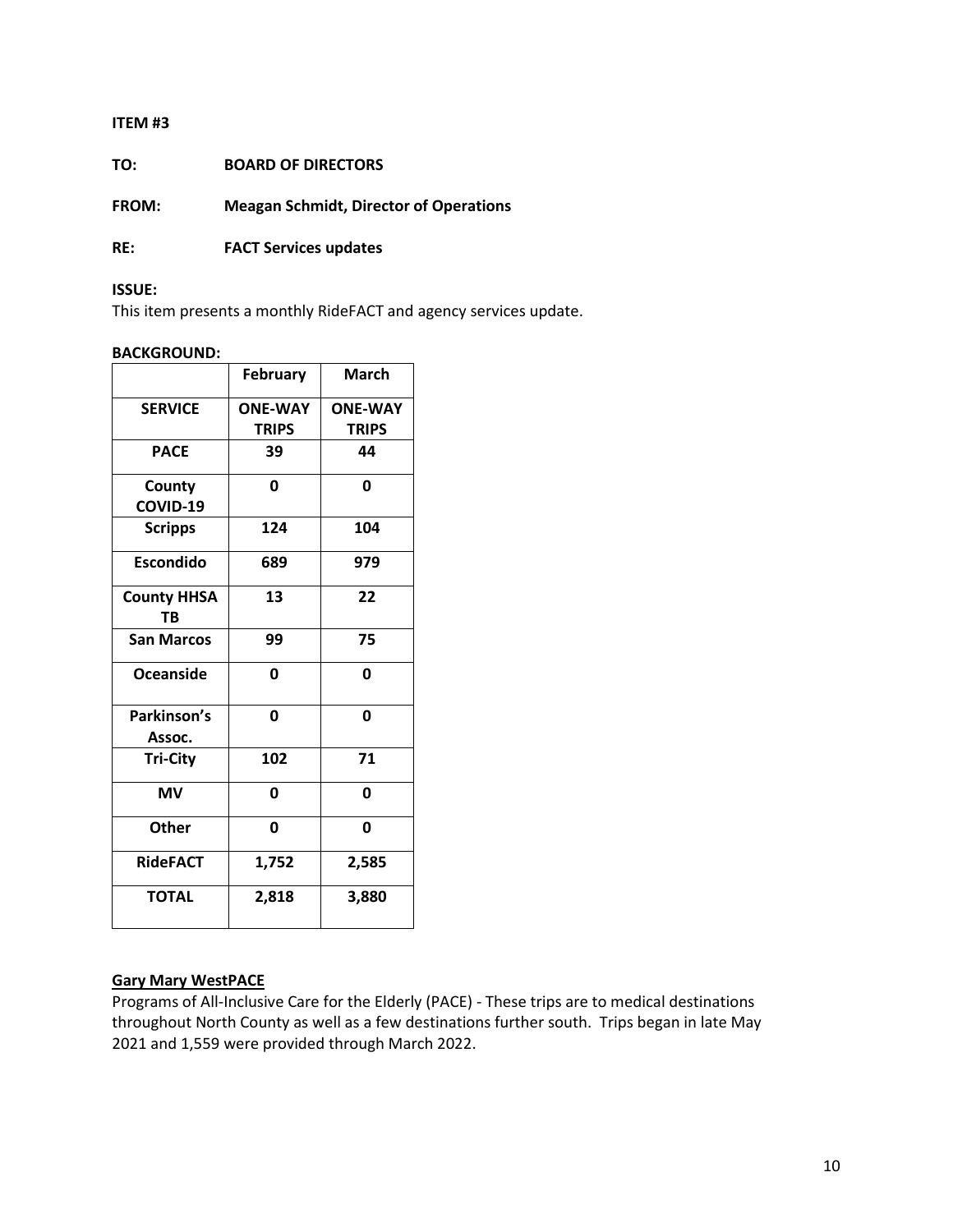**ITEM #3**

**TO:** **BOARD OF DIRECTORS**

**FROM:** **Meagan Schmidt, Director of Operations**

**RE:** **FACT Services updates**

**ISSUE:**

This item presents a monthly RideFACT and agency services update.

**BACKGROUND:**

| | **February** | **March** |
|---|---|---|
| **SERVICE** | **ONE-WAY TRIPS** | **ONE-WAY TRIPS** |
| **PACE** | **39** | **44** |
| **County COVID-19** | **0** | **0** |
| **Scripps** | **124** | **104** |
| **Escondido** | **689** | **979** |
| **County HHSA TB** | **13** | **22** |
| **San Marcos** | **99** | **75** |
| **Oceanside** | **0** | **0** |
| **Parkinson's Assoc.** | **0** | **0** |
| **Tri-City** | **102** | **71** |
| **MV** | **0** | **0** |
| **Other** | **0** | **0** |
| **RideFACT** | **1,752** | **2,585** |
| **TOTAL** | **2,818** | **3,880** |

**Gary Mary WestPACE**

Programs of All-Inclusive Care for the Elderly (PACE) - These trips are to medical destinations throughout North County as well as a few destinations further south. Trips began in late May 2021 and 1,559 were provided through March 2022.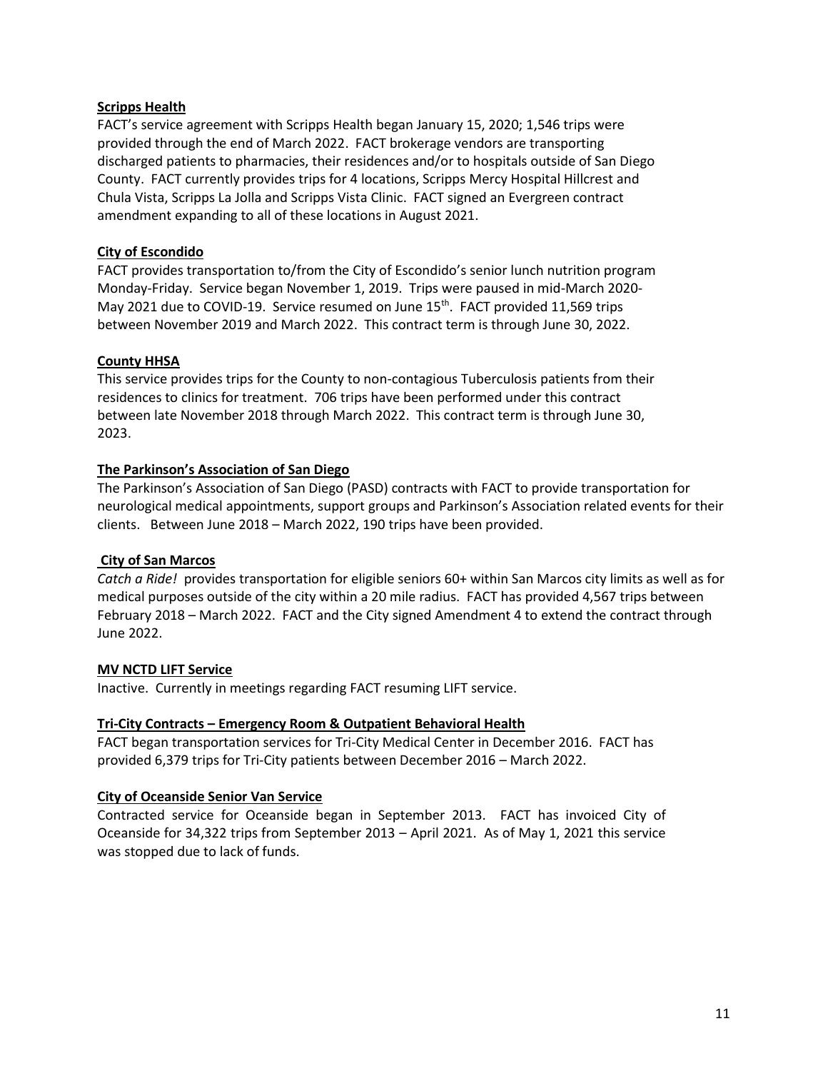**Scripps Health**

FACT's service agreement with Scripps Health began January 15, 2020; 1,546 trips were provided through the end of March 2022. FACT brokerage vendors are transporting discharged patients to pharmacies, their residences and/or to hospitals outside of San Diego County. FACT currently provides trips for 4 locations, Scripps Mercy Hospital Hillcrest and Chula Vista, Scripps La Jolla and Scripps Vista Clinic. FACT signed an Evergreen contract amendment expanding to all of these locations in August 2021.

**City of Escondido**

FACT provides transportation to/from the City of Escondido's senior lunch nutrition program Monday-Friday. Service began November 1, 2019. Trips were paused in mid-March 2020-May 2021 due to COVID-19. Service resumed on June 15th. FACT provided 11,569 trips between November 2019 and March 2022. This contract term is through June 30, 2022.

**County HHSA**

This service provides trips for the County to non-contagious Tuberculosis patients from their residences to clinics for treatment. 706 trips have been performed under this contract between late November 2018 through March 2022. This contract term is through June 30, 2023.

**The Parkinson's Association of San Diego**

The Parkinson's Association of San Diego (PASD) contracts with FACT to provide transportation for neurological medical appointments, support groups and Parkinson's Association related events for their clients. Between June 2018 – March 2022, 190 trips have been provided.

**City of San Marcos**

*Catch a Ride!* provides transportation for eligible seniors 60+ within San Marcos city limits as well as for medical purposes outside of the city within a 20 mile radius. FACT has provided 4,567 trips between February 2018 – March 2022. FACT and the City signed Amendment 4 to extend the contract through June 2022.

**MV NCTD LIFT Service**

Inactive. Currently in meetings regarding FACT resuming LIFT service.

**Tri-City Contracts – Emergency Room & Outpatient Behavioral Health**

FACT began transportation services for Tri-City Medical Center in December 2016. FACT has provided 6,379 trips for Tri-City patients between December 2016 – March 2022.

**City of Oceanside Senior Van Service**

Contracted service for Oceanside began in September 2013. FACT has invoiced City of Oceanside for 34,322 trips from September 2013 – April 2021. As of May 1, 2021 this service was stopped due to lack of funds.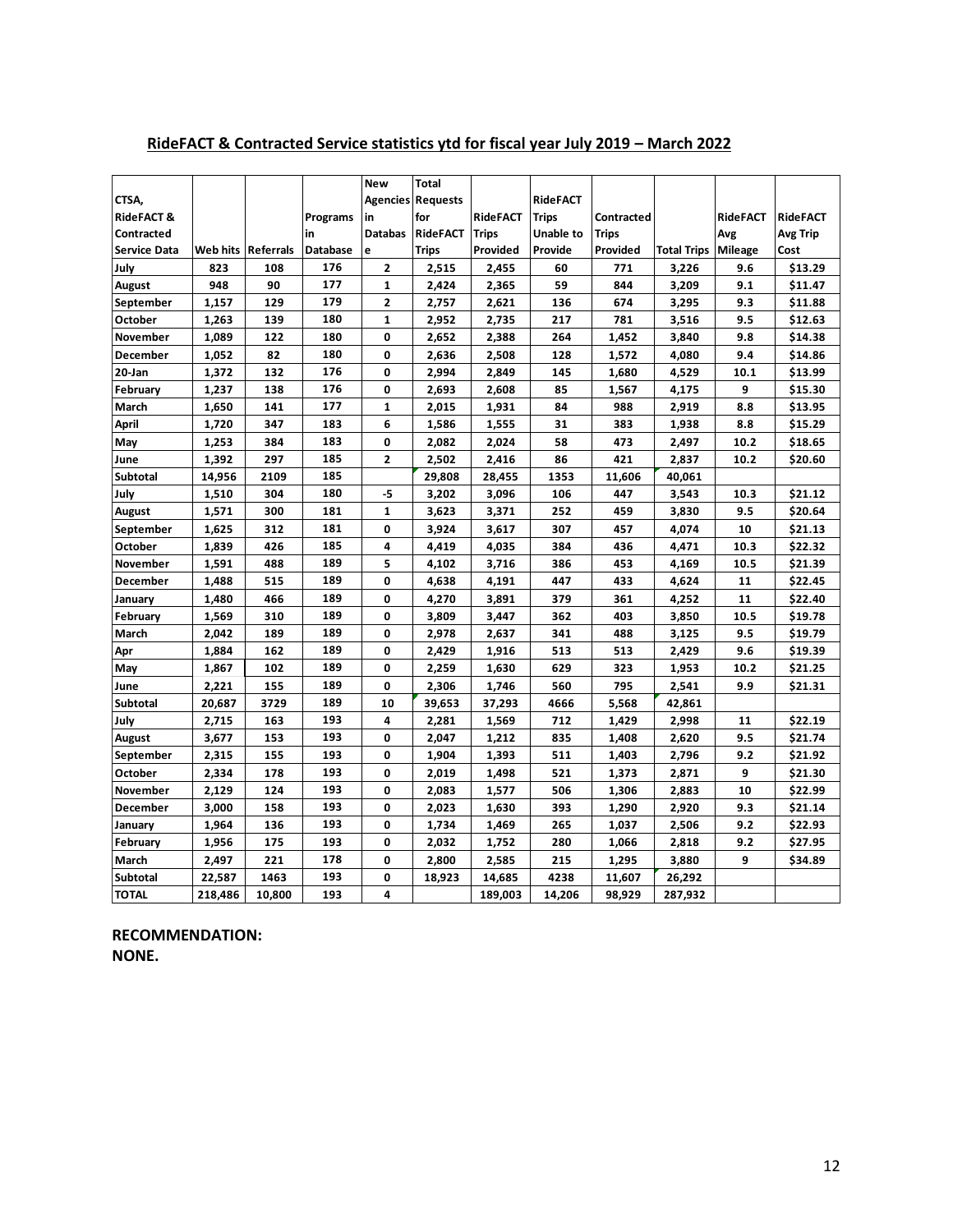## RideFACT & Contracted Service statistics ytd for fiscal year July 2019 – March 2022

| CTSA, RideFACT & Contracted Service Data | Web hits | Referrals | Programs in Database | New Agencies in Database | Total Requests for RideFACT Trips | RideFACT Trips Provided | RideFACT Trips Unable to Provide | Contracted Trips Provided | Total Trips | RideFACT Avg Mileage | RideFACT Avg Trip Cost |
|---|---|---|---|---|---|---|---|---|---|---|---|
| July | 823 | 108 | 176 | 2 | 2,515 | 2,455 | 60 | 771 | 3,226 | 9.6 | $13.29 |
| August | 948 | 90 | 177 | 1 | 2,424 | 2,365 | 59 | 844 | 3,209 | 9.1 | $11.47 |
| September | 1,157 | 129 | 179 | 2 | 2,757 | 2,621 | 136 | 674 | 3,295 | 9.3 | $11.88 |
| October | 1,263 | 139 | 180 | 1 | 2,952 | 2,735 | 217 | 781 | 3,516 | 9.5 | $12.63 |
| November | 1,089 | 122 | 180 | 0 | 2,652 | 2,388 | 264 | 1,452 | 3,840 | 9.8 | $14.38 |
| December | 1,052 | 82 | 180 | 0 | 2,636 | 2,508 | 128 | 1,572 | 4,080 | 9.4 | $14.86 |
| 20-Jan | 1,372 | 132 | 176 | 0 | 2,994 | 2,849 | 145 | 1,680 | 4,529 | 10.1 | $13.99 |
| February | 1,237 | 138 | 176 | 0 | 2,693 | 2,608 | 85 | 1,567 | 4,175 | 9 | $15.30 |
| March | 1,650 | 141 | 177 | 1 | 2,015 | 1,931 | 84 | 988 | 2,919 | 8.8 | $13.95 |
| April | 1,720 | 347 | 183 | 6 | 1,586 | 1,555 | 31 | 383 | 1,938 | 8.8 | $15.29 |
| May | 1,253 | 384 | 183 | 0 | 2,082 | 2,024 | 58 | 473 | 2,497 | 10.2 | $18.65 |
| June | 1,392 | 297 | 185 | 2 | 2,502 | 2,416 | 86 | 421 | 2,837 | 10.2 | $20.60 |
| Subtotal | 14,956 | 2109 | 185 | | 29,808 | 28,455 | 1353 | 11,606 | 40,061 | | |
| July | 1,510 | 304 | 180 | -5 | 3,202 | 3,096 | 106 | 447 | 3,543 | 10.3 | $21.12 |
| August | 1,571 | 300 | 181 | 1 | 3,623 | 3,371 | 252 | 459 | 3,830 | 9.5 | $20.64 |
| September | 1,625 | 312 | 181 | 0 | 3,924 | 3,617 | 307 | 457 | 4,074 | 10 | $21.13 |
| October | 1,839 | 426 | 185 | 4 | 4,419 | 4,035 | 384 | 436 | 4,471 | 10.3 | $22.32 |
| November | 1,591 | 488 | 189 | 5 | 4,102 | 3,716 | 386 | 453 | 4,169 | 10.5 | $21.39 |
| December | 1,488 | 515 | 189 | 0 | 4,638 | 4,191 | 447 | 433 | 4,624 | 11 | $22.45 |
| January | 1,480 | 466 | 189 | 0 | 4,270 | 3,891 | 379 | 361 | 4,252 | 11 | $22.40 |
| February | 1,569 | 310 | 189 | 0 | 3,809 | 3,447 | 362 | 403 | 3,850 | 10.5 | $19.78 |
| March | 2,042 | 189 | 189 | 0 | 2,978 | 2,637 | 341 | 488 | 3,125 | 9.5 | $19.79 |
| Apr | 1,884 | 162 | 189 | 0 | 2,429 | 1,916 | 513 | 513 | 2,429 | 9.6 | $19.39 |
| May | 1,867 | 102 | 189 | 0 | 2,259 | 1,630 | 629 | 323 | 1,953 | 10.2 | $21.25 |
| June | 2,221 | 155 | 189 | 0 | 2,306 | 1,746 | 560 | 795 | 2,541 | 9.9 | $21.31 |
| Subtotal | 20,687 | 3729 | 189 | 10 | 39,653 | 37,293 | 4666 | 5,568 | 42,861 | | |
| July | 2,715 | 163 | 193 | 4 | 2,281 | 1,569 | 712 | 1,429 | 2,998 | 11 | $22.19 |
| August | 3,677 | 153 | 193 | 0 | 2,047 | 1,212 | 835 | 1,408 | 2,620 | 9.5 | $21.74 |
| September | 2,315 | 155 | 193 | 0 | 1,904 | 1,393 | 511 | 1,403 | 2,796 | 9.2 | $21.92 |
| October | 2,334 | 178 | 193 | 0 | 2,019 | 1,498 | 521 | 1,373 | 2,871 | 9 | $21.30 |
| November | 2,129 | 124 | 193 | 0 | 2,083 | 1,577 | 506 | 1,306 | 2,883 | 10 | $22.99 |
| December | 3,000 | 158 | 193 | 0 | 2,023 | 1,630 | 393 | 1,290 | 2,920 | 9.3 | $21.14 |
| January | 1,964 | 136 | 193 | 0 | 1,734 | 1,469 | 265 | 1,037 | 2,506 | 9.2 | $22.93 |
| February | 1,956 | 175 | 193 | 0 | 2,032 | 1,752 | 280 | 1,066 | 2,818 | 9.2 | $27.95 |
| March | 2,497 | 221 | 178 | 0 | 2,800 | 2,585 | 215 | 1,295 | 3,880 | 9 | $34.89 |
| Subtotal | 22,587 | 1463 | 193 | 0 | 18,923 | 14,685 | 4238 | 11,607 | 26,292 | | |
| TOTAL | 218,486 | 10,800 | 193 | 4 | | 189,003 | 14,206 | 98,929 | 287,932 | | |

**RECOMMENDATION:**
**NONE.**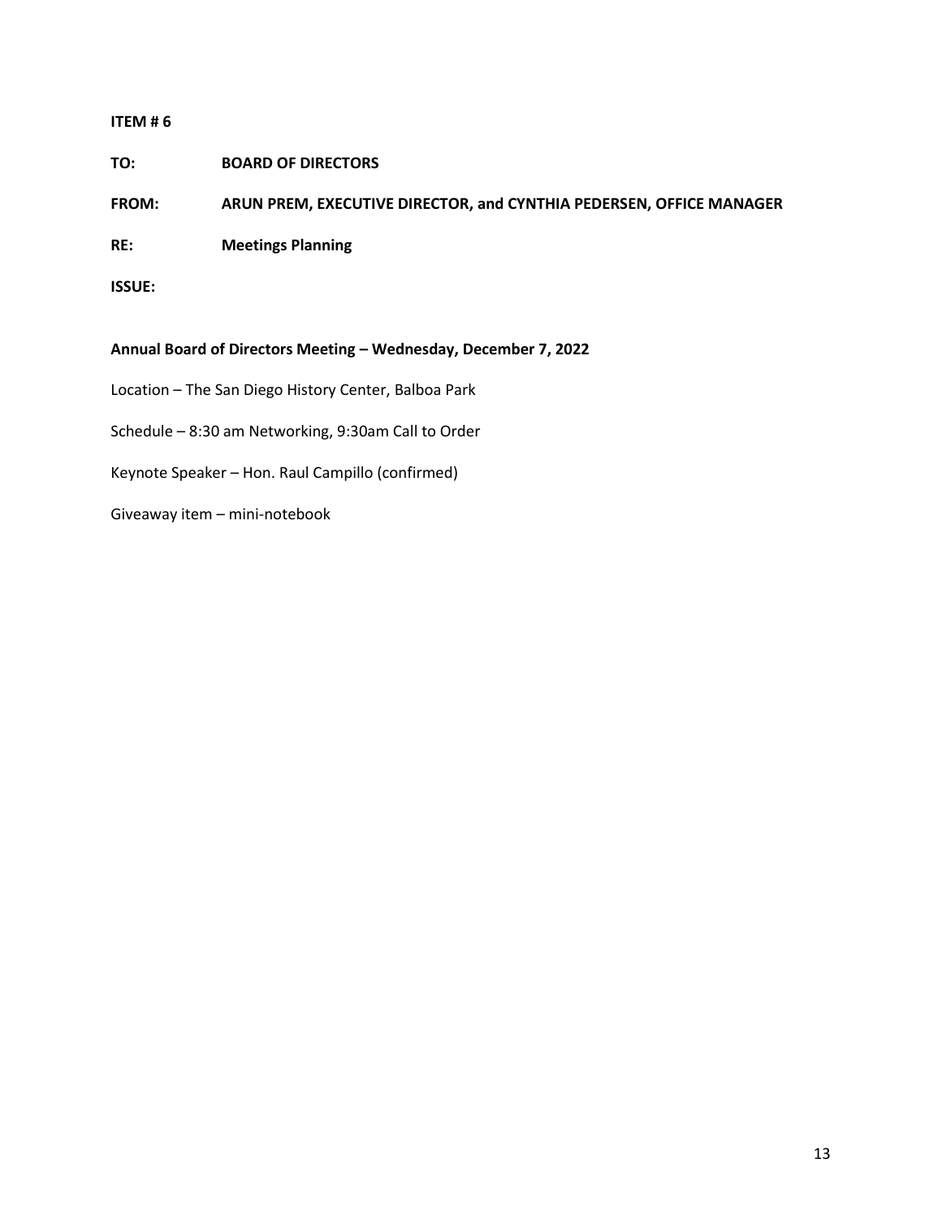**ITEM # 6**

**TO:** **BOARD OF DIRECTORS**

**FROM:** **ARUN PREM, EXECUTIVE DIRECTOR, and CYNTHIA PEDERSEN, OFFICE MANAGER**

**RE:** **Meetings Planning**

**ISSUE:**

**Annual Board of Directors Meeting – Wednesday, December 7, 2022**

Location – The San Diego History Center, Balboa Park

Schedule – 8:30 am Networking, 9:30am Call to Order

Keynote Speaker – Hon. Raul Campillo (confirmed)

Giveaway item – mini-notebook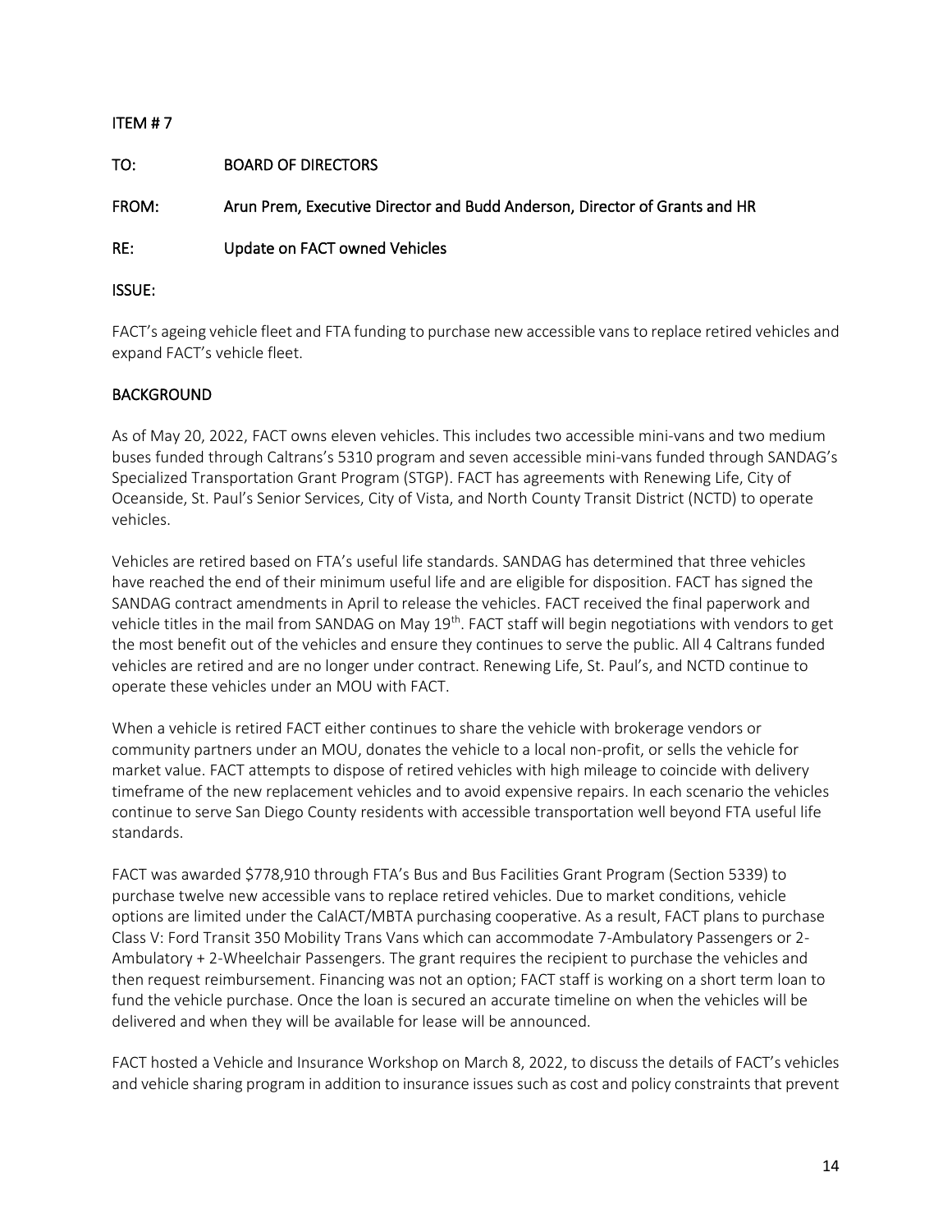ITEM # 7

TO: BOARD OF DIRECTORS

FROM: Arun Prem, Executive Director and Budd Anderson, Director of Grants and HR

RE: Update on FACT owned Vehicles

ISSUE:

FACT's ageing vehicle fleet and FTA funding to purchase new accessible vans to replace retired vehicles and expand FACT's vehicle fleet.

## BACKGROUND

As of May 20, 2022, FACT owns eleven vehicles. This includes two accessible mini-vans and two medium buses funded through Caltrans's 5310 program and seven accessible mini-vans funded through SANDAG's Specialized Transportation Grant Program (STGP). FACT has agreements with Renewing Life, City of Oceanside, St. Paul's Senior Services, City of Vista, and North County Transit District (NCTD) to operate vehicles.

Vehicles are retired based on FTA's useful life standards. SANDAG has determined that three vehicles have reached the end of their minimum useful life and are eligible for disposition. FACT has signed the SANDAG contract amendments in April to release the vehicles. FACT received the final paperwork and vehicle titles in the mail from SANDAG on May 19th. FACT staff will begin negotiations with vendors to get the most benefit out of the vehicles and ensure they continues to serve the public. All 4 Caltrans funded vehicles are retired and are no longer under contract. Renewing Life, St. Paul's, and NCTD continue to operate these vehicles under an MOU with FACT.

When a vehicle is retired FACT either continues to share the vehicle with brokerage vendors or community partners under an MOU, donates the vehicle to a local non-profit, or sells the vehicle for market value. FACT attempts to dispose of retired vehicles with high mileage to coincide with delivery timeframe of the new replacement vehicles and to avoid expensive repairs. In each scenario the vehicles continue to serve San Diego County residents with accessible transportation well beyond FTA useful life standards.

FACT was awarded $778,910 through FTA's Bus and Bus Facilities Grant Program (Section 5339) to purchase twelve new accessible vans to replace retired vehicles. Due to market conditions, vehicle options are limited under the CalACT/MBTA purchasing cooperative. As a result, FACT plans to purchase Class V: Ford Transit 350 Mobility Trans Vans which can accommodate 7-Ambulatory Passengers or 2-Ambulatory + 2-Wheelchair Passengers. The grant requires the recipient to purchase the vehicles and then request reimbursement. Financing was not an option; FACT staff is working on a short term loan to fund the vehicle purchase. Once the loan is secured an accurate timeline on when the vehicles will be delivered and when they will be available for lease will be announced.

FACT hosted a Vehicle and Insurance Workshop on March 8, 2022, to discuss the details of FACT's vehicles and vehicle sharing program in addition to insurance issues such as cost and policy constraints that prevent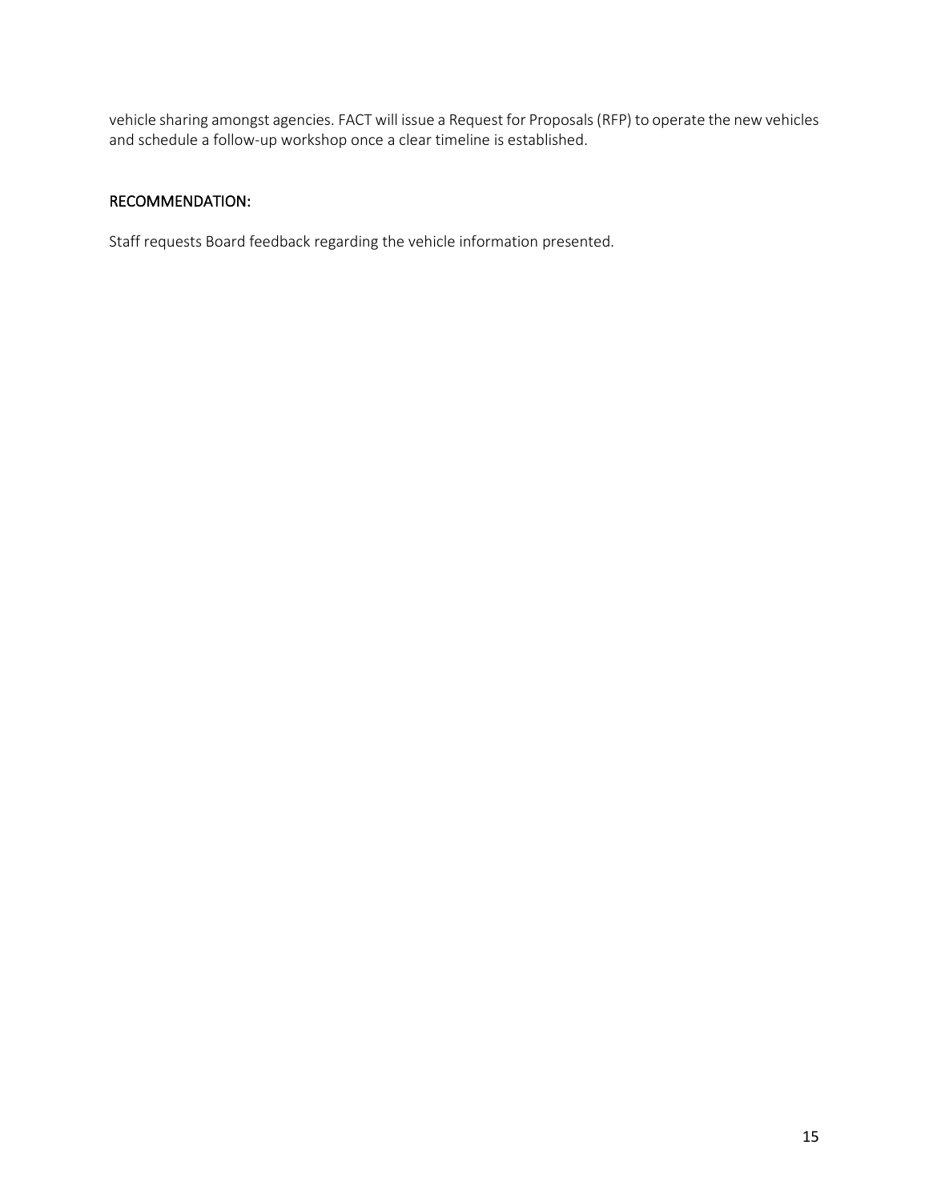vehicle sharing amongst agencies. FACT will issue a Request for Proposals (RFP) to operate the new vehicles and schedule a follow-up workshop once a clear timeline is established.

## RECOMMENDATION:

Staff requests Board feedback regarding the vehicle information presented.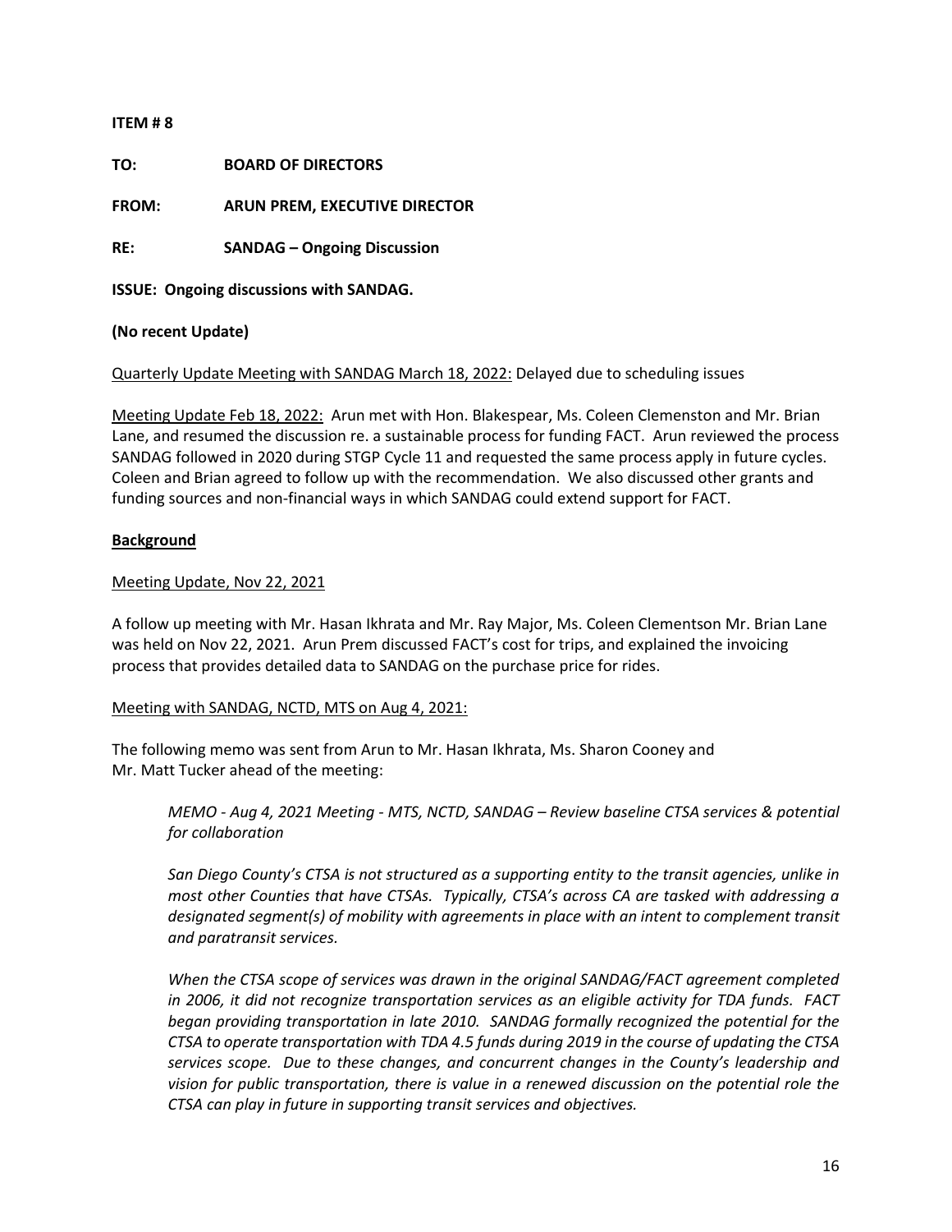**ITEM # 8**

**TO:** **BOARD OF DIRECTORS**

**FROM:** **ARUN PREM, EXECUTIVE DIRECTOR**

**RE:** **SANDAG – Ongoing Discussion**

**ISSUE: Ongoing discussions with SANDAG.**

**(No recent Update)**

<u>Quarterly Update Meeting with SANDAG March 18, 2022:</u> Delayed due to scheduling issues

<u>Meeting Update Feb 18, 2022:</u> Arun met with Hon. Blakespear, Ms. Coleen Clemenston and Mr. Brian Lane, and resumed the discussion re. a sustainable process for funding FACT. Arun reviewed the process SANDAG followed in 2020 during STGP Cycle 11 and requested the same process apply in future cycles. Coleen and Brian agreed to follow up with the recommendation. We also discussed other grants and funding sources and non-financial ways in which SANDAG could extend support for FACT.

**<u>Background</u>**

<u>Meeting Update, Nov 22, 2021</u>

A follow up meeting with Mr. Hasan Ikhrata and Mr. Ray Major, Ms. Coleen Clementson Mr. Brian Lane was held on Nov 22, 2021. Arun Prem discussed FACT's cost for trips, and explained the invoicing process that provides detailed data to SANDAG on the purchase price for rides.

<u>Meeting with SANDAG, NCTD, MTS on Aug 4, 2021:</u>

The following memo was sent from Arun to Mr. Hasan Ikhrata, Ms. Sharon Cooney and Mr. Matt Tucker ahead of the meeting:

> *MEMO - Aug 4, 2021 Meeting - MTS, NCTD, SANDAG – Review baseline CTSA services & potential for collaboration*
>
> *San Diego County's CTSA is not structured as a supporting entity to the transit agencies, unlike in most other Counties that have CTSAs. Typically, CTSA's across CA are tasked with addressing a designated segment(s) of mobility with agreements in place with an intent to complement transit and paratransit services.*
>
> *When the CTSA scope of services was drawn in the original SANDAG/FACT agreement completed in 2006, it did not recognize transportation services as an eligible activity for TDA funds. FACT began providing transportation in late 2010. SANDAG formally recognized the potential for the CTSA to operate transportation with TDA 4.5 funds during 2019 in the course of updating the CTSA services scope. Due to these changes, and concurrent changes in the County's leadership and vision for public transportation, there is value in a renewed discussion on the potential role the CTSA can play in future in supporting transit services and objectives.*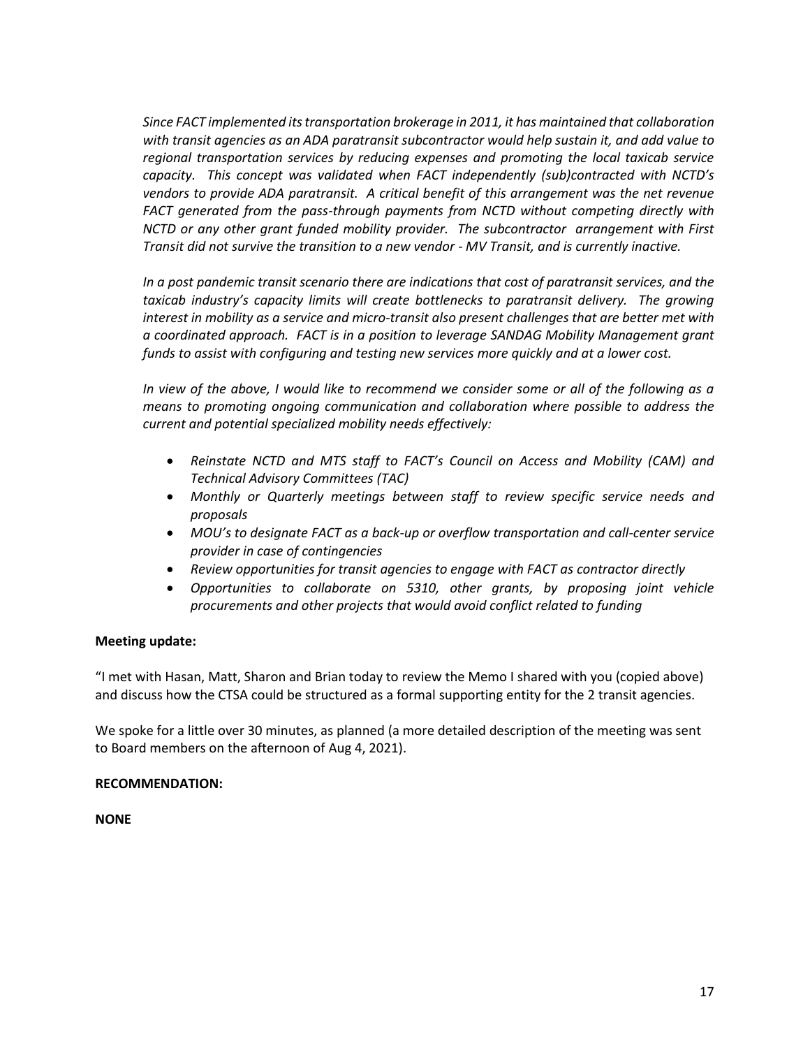*Since FACT implemented its transportation brokerage in 2011, it has maintained that collaboration with transit agencies as an ADA paratransit subcontractor would help sustain it, and add value to regional transportation services by reducing expenses and promoting the local taxicab service capacity. This concept was validated when FACT independently (sub)contracted with NCTD's vendors to provide ADA paratransit. A critical benefit of this arrangement was the net revenue FACT generated from the pass-through payments from NCTD without competing directly with NCTD or any other grant funded mobility provider. The subcontractor arrangement with First Transit did not survive the transition to a new vendor - MV Transit, and is currently inactive.*

*In a post pandemic transit scenario there are indications that cost of paratransit services, and the taxicab industry's capacity limits will create bottlenecks to paratransit delivery. The growing interest in mobility as a service and micro-transit also present challenges that are better met with a coordinated approach. FACT is in a position to leverage SANDAG Mobility Management grant funds to assist with configuring and testing new services more quickly and at a lower cost.*

*In view of the above, I would like to recommend we consider some or all of the following as a means to promoting ongoing communication and collaboration where possible to address the current and potential specialized mobility needs effectively:*

- *Reinstate NCTD and MTS staff to FACT's Council on Access and Mobility (CAM) and Technical Advisory Committees (TAC)*
- *Monthly or Quarterly meetings between staff to review specific service needs and proposals*
- *MOU's to designate FACT as a back-up or overflow transportation and call-center service provider in case of contingencies*
- *Review opportunities for transit agencies to engage with FACT as contractor directly*
- *Opportunities to collaborate on 5310, other grants, by proposing joint vehicle procurements and other projects that would avoid conflict related to funding*

**Meeting update:**

"I met with Hasan, Matt, Sharon and Brian today to review the Memo I shared with you (copied above) and discuss how the CTSA could be structured as a formal supporting entity for the 2 transit agencies.

We spoke for a little over 30 minutes, as planned (a more detailed description of the meeting was sent to Board members on the afternoon of Aug 4, 2021).

**RECOMMENDATION:**

**NONE**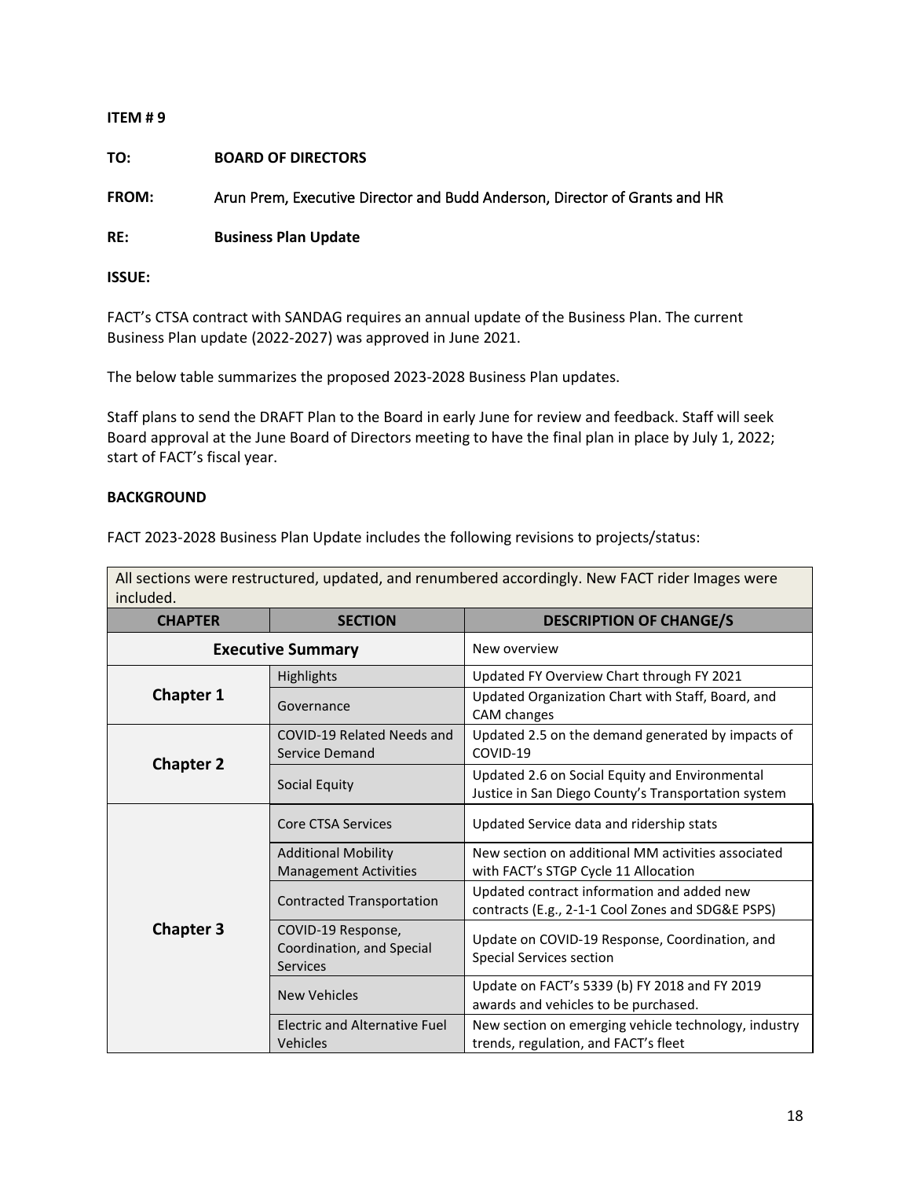**ITEM # 9**

**TO:** **BOARD OF DIRECTORS**

**FROM:** Arun Prem, Executive Director and Budd Anderson, Director of Grants and HR

**RE:** **Business Plan Update**

**ISSUE:**

FACT's CTSA contract with SANDAG requires an annual update of the Business Plan. The current Business Plan update (2022-2027) was approved in June 2021.

The below table summarizes the proposed 2023-2028 Business Plan updates.

Staff plans to send the DRAFT Plan to the Board in early June for review and feedback. Staff will seek Board approval at the June Board of Directors meeting to have the final plan in place by July 1, 2022; start of FACT's fiscal year.

**BACKGROUND**

FACT 2023-2028 Business Plan Update includes the following revisions to projects/status:

All sections were restructured, updated, and renumbered accordingly. New FACT rider Images were included.

| CHAPTER | SECTION | DESCRIPTION OF CHANGE/S |
|---|---|---|
| **Executive Summary** | | New overview |
| **Chapter 1** | Highlights | Updated FY Overview Chart through FY 2021 |
| | Governance | Updated Organization Chart with Staff, Board, and CAM changes |
| **Chapter 2** | COVID-19 Related Needs and Service Demand | Updated 2.5 on the demand generated by impacts of COVID-19 |
| | Social Equity | Updated 2.6 on Social Equity and Environmental Justice in San Diego County's Transportation system |
| **Chapter 3** | Core CTSA Services | Updated Service data and ridership stats |
| | Additional Mobility Management Activities | New section on additional MM activities associated with FACT's STGP Cycle 11 Allocation |
| | Contracted Transportation | Updated contract information and added new contracts (E.g., 2-1-1 Cool Zones and SDG&E PSPS) |
| | COVID-19 Response, Coordination, and Special Services | Update on COVID-19 Response, Coordination, and Special Services section |
| | New Vehicles | Update on FACT's 5339 (b) FY 2018 and FY 2019 awards and vehicles to be purchased. |
| | Electric and Alternative Fuel Vehicles | New section on emerging vehicle technology, industry trends, regulation, and FACT's fleet |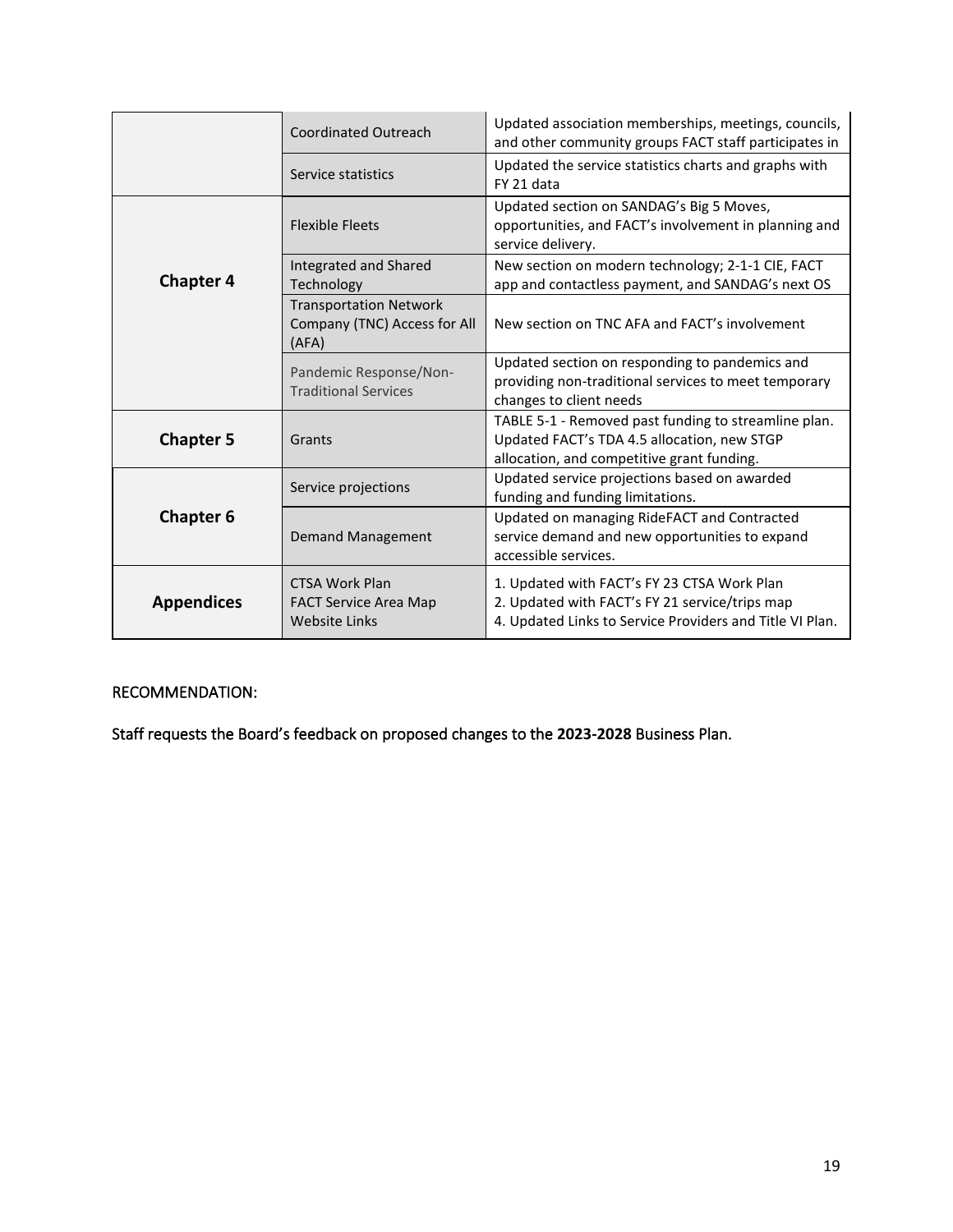| | | |
|---|---|---|
| | Coordinated Outreach | Updated association memberships, meetings, councils, and other community groups FACT staff participates in |
| | Service statistics | Updated the service statistics charts and graphs with FY 21 data |
| **Chapter 4** | Flexible Fleets | Updated section on SANDAG's Big 5 Moves, opportunities, and FACT's involvement in planning and service delivery. |
| | Integrated and Shared Technology | New section on modern technology; 2-1-1 CIE, FACT app and contactless payment, and SANDAG's next OS |
| | Transportation Network Company (TNC) Access for All (AFA) | New section on TNC AFA and FACT's involvement |
| | Pandemic Response/Non-Traditional Services | Updated section on responding to pandemics and providing non-traditional services to meet temporary changes to client needs |
| **Chapter 5** | Grants | TABLE 5-1 - Removed past funding to streamline plan. Updated FACT's TDA 4.5 allocation, new STGP allocation, and competitive grant funding. |
| **Chapter 6** | Service projections | Updated service projections based on awarded funding and funding limitations. |
| | Demand Management | Updated on managing RideFACT and Contracted service demand and new opportunities to expand accessible services. |
| **Appendices** | CTSA Work Plan<br>FACT Service Area Map<br>Website Links | 1. Updated with FACT's FY 23 CTSA Work Plan<br>2. Updated with FACT's FY 21 service/trips map<br>4. Updated Links to Service Providers and Title VI Plan. |

RECOMMENDATION:

Staff requests the Board's feedback on proposed changes to the **2023-2028** Business Plan.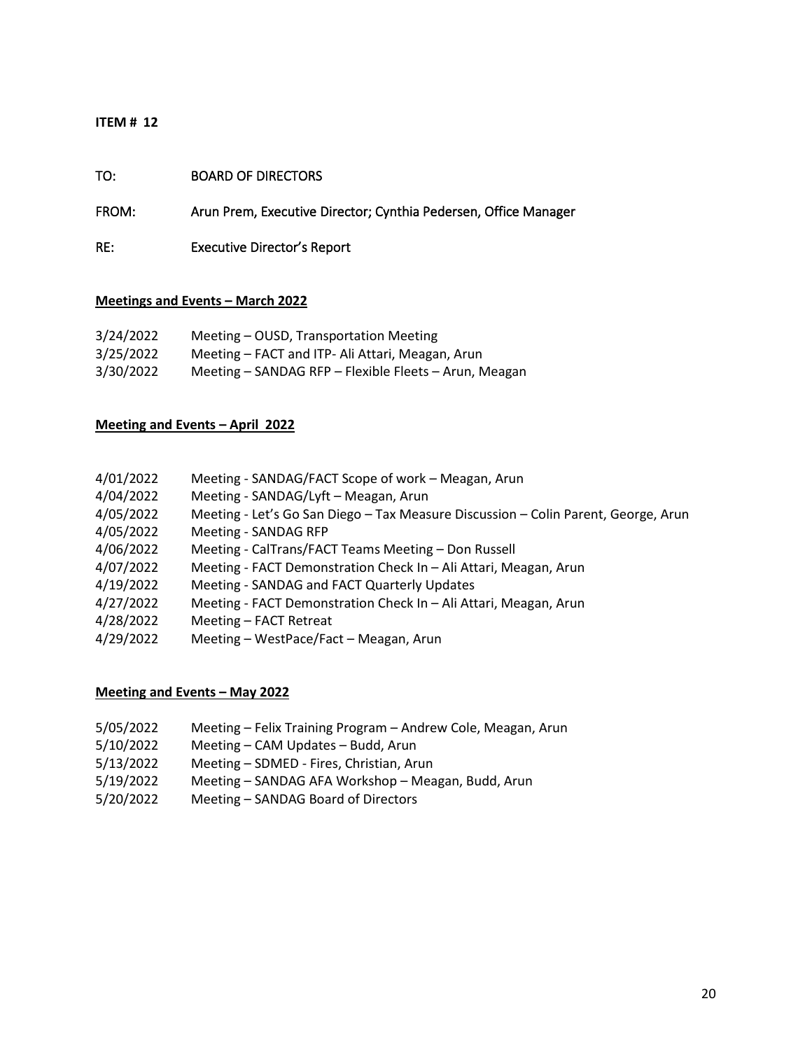**ITEM # 12**

TO: BOARD OF DIRECTORS

FROM: Arun Prem, Executive Director; Cynthia Pedersen, Office Manager

RE: Executive Director's Report

**Meetings and Events – March 2022**

3/24/2022 Meeting – OUSD, Transportation Meeting
3/25/2022 Meeting – FACT and ITP- Ali Attari, Meagan, Arun
3/30/2022 Meeting – SANDAG RFP – Flexible Fleets – Arun, Meagan

**Meeting and Events – April 2022**

4/01/2022 Meeting - SANDAG/FACT Scope of work – Meagan, Arun
4/04/2022 Meeting - SANDAG/Lyft – Meagan, Arun
4/05/2022 Meeting - Let's Go San Diego – Tax Measure Discussion – Colin Parent, George, Arun
4/05/2022 Meeting - SANDAG RFP
4/06/2022 Meeting - CalTrans/FACT Teams Meeting – Don Russell
4/07/2022 Meeting - FACT Demonstration Check In – Ali Attari, Meagan, Arun
4/19/2022 Meeting - SANDAG and FACT Quarterly Updates
4/27/2022 Meeting - FACT Demonstration Check In – Ali Attari, Meagan, Arun
4/28/2022 Meeting – FACT Retreat
4/29/2022 Meeting – WestPace/Fact – Meagan, Arun

**Meeting and Events – May 2022**

5/05/2022 Meeting – Felix Training Program – Andrew Cole, Meagan, Arun
5/10/2022 Meeting – CAM Updates – Budd, Arun
5/13/2022 Meeting – SDMED - Fires, Christian, Arun
5/19/2022 Meeting – SANDAG AFA Workshop – Meagan, Budd, Arun
5/20/2022 Meeting – SANDAG Board of Directors